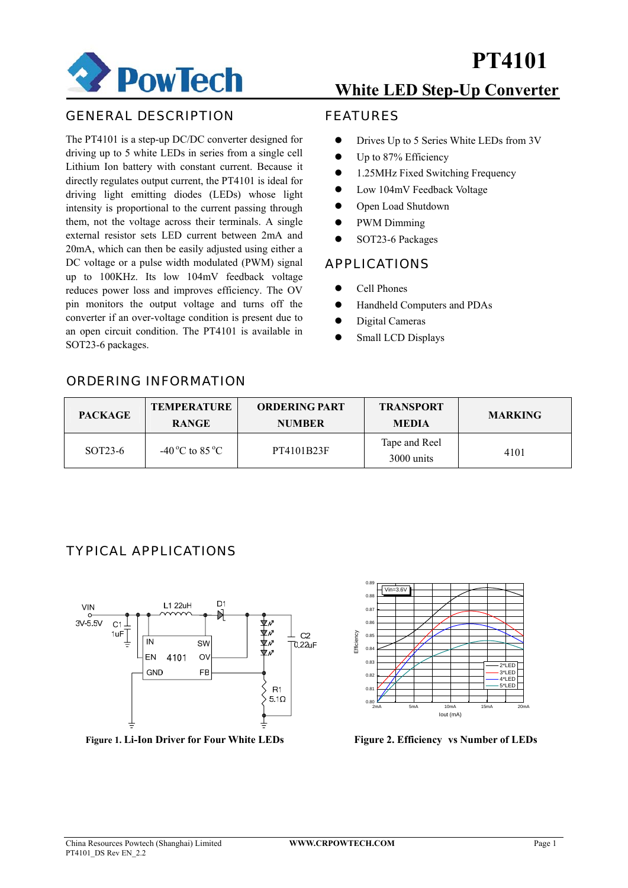# PT4101

## White LED Step-Up Converter

## GENERAL DESCRIPTION

The PT4101 is a step-up DC/DC converter designed for driving up to 5 white LEDs in series from a single cell Lithium Ion battery with constant current. Because it directly regulates output current, the PT4101 is ideal for driving light emitting diodes (LEDs) whose light intensity is proportional to the current passing through them, not the voltage across their terminals. A single external resistor sets LED current between 2mA and 20mA, which can then be easily adjusted using either a DC voltage or a pulse width modulated (PWM) signal up to 100KHz. Its low 104mV feedback voltage reduces power loss and improves efficiency. The OV pin monitors the output voltage and turns off the converter if an over-voltage condition is present due to an open circuit condition. The PT4101 is available in SOT23-6 packages.

## FEATURES

- Drives Up to 5 Series White LEDs from 3V
- Up to 87% Efficiency
- 1.25MHz Fixed Switching Frequency
- Low 104mV Feedback Voltage
- Open Load Shutdown
- PWM Dimming
- SOT23-6 Packages

## APPLICATIONS

- Cell Phones
- Handheld Computers and PDAs
- Digital Cameras
- Small LCD Displays

## ORDERING INFORMATION

| PACKAGE | TEMPERATURE RANGE | ORDERING PART NUMBER | TRANSPORT MEDIA | MARKING |
|---|---|---|---|---|
| SOT23-6 | -40 °C to 85 °C | PT4101B23F | Tape and Reel 3000 units | 4101 |

## TYPICAL APPLICATIONS

**Figure 1. Li-Ion Driver for Four White LEDs**

**Figure 2. Efficiency vs Number of LEDs**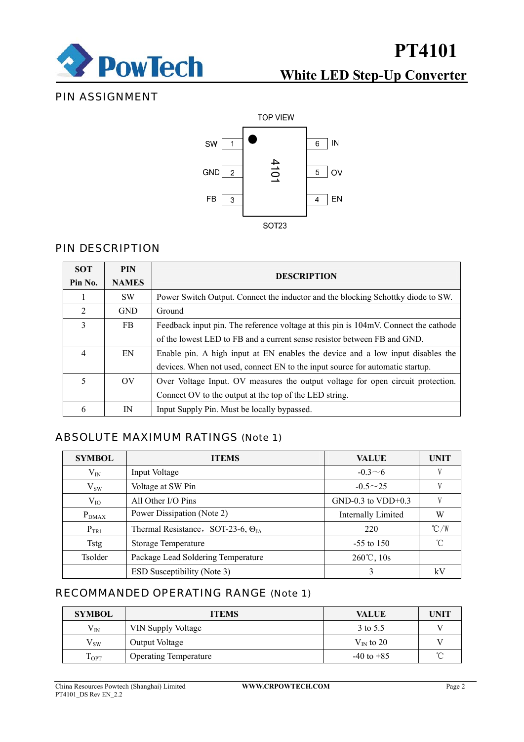## PIN ASSIGNMENT

TOP VIEW

| Pin | Name | | Pin | Name |
|---|---|---|---|---|
| 1 | SW | | 6 | IN |
| 2 | GND | | 5 | OV |
| 3 | FB | | 4 | EN |

4101

SOT23

## PIN DESCRIPTION

| SOT Pin No. | PIN NAMES | DESCRIPTION |
|---|---|---|
| 1 | SW | Power Switch Output. Connect the inductor and the blocking Schottky diode to SW. |
| 2 | GND | Ground |
| 3 | FB | Feedback input pin. The reference voltage at this pin is 104mV. Connect the cathode of the lowest LED to FB and a current sense resistor between FB and GND. |
| 4 | EN | Enable pin. A high input at EN enables the device and a low input disables the devices. When not used, connect EN to the input source for automatic startup. |
| 5 | OV | Over Voltage Input. OV measures the output voltage for open circuit protection. Connect OV to the output at the top of the LED string. |
| 6 | IN | Input Supply Pin. Must be locally bypassed. |

## ABSOLUTE MAXIMUM RATINGS (Note 1)

| SYMBOL | ITEMS | VALUE | UNIT |
|---|---|---|---|
| $V_{IN}$ | Input Voltage | -0.3～6 | V |
| $V_{SW}$ | Voltage at SW Pin | -0.5～25 | V |
| $V_{IO}$ | All Other I/O Pins | GND-0.3 to VDD+0.3 | V |
| $P_{DMAX}$ | Power Dissipation (Note 2) | Internally Limited | W |
| $P_{TR1}$ | Thermal Resistance， SOT-23-6, $\Theta_{JA}$ | 220 | ℃/W |
| Tstg | Storage Temperature | -55 to 150 | ℃ |
| Tsolder | Package Lead Soldering Temperature | 260℃, 10s | |
| | ESD Susceptibility (Note 3) | 3 | kV |

## RECOMMANDED OPERATING RANGE (Note 1)

| SYMBOL | ITEMS | VALUE | UNIT |
|---|---|---|---|
| $V_{IN}$ | VIN Supply Voltage | 3 to 5.5 | V |
| $V_{SW}$ | Output Voltage | $V_{IN}$ to 20 | V |
| $T_{OPT}$ | Operating Temperature | -40 to +85 | ℃ |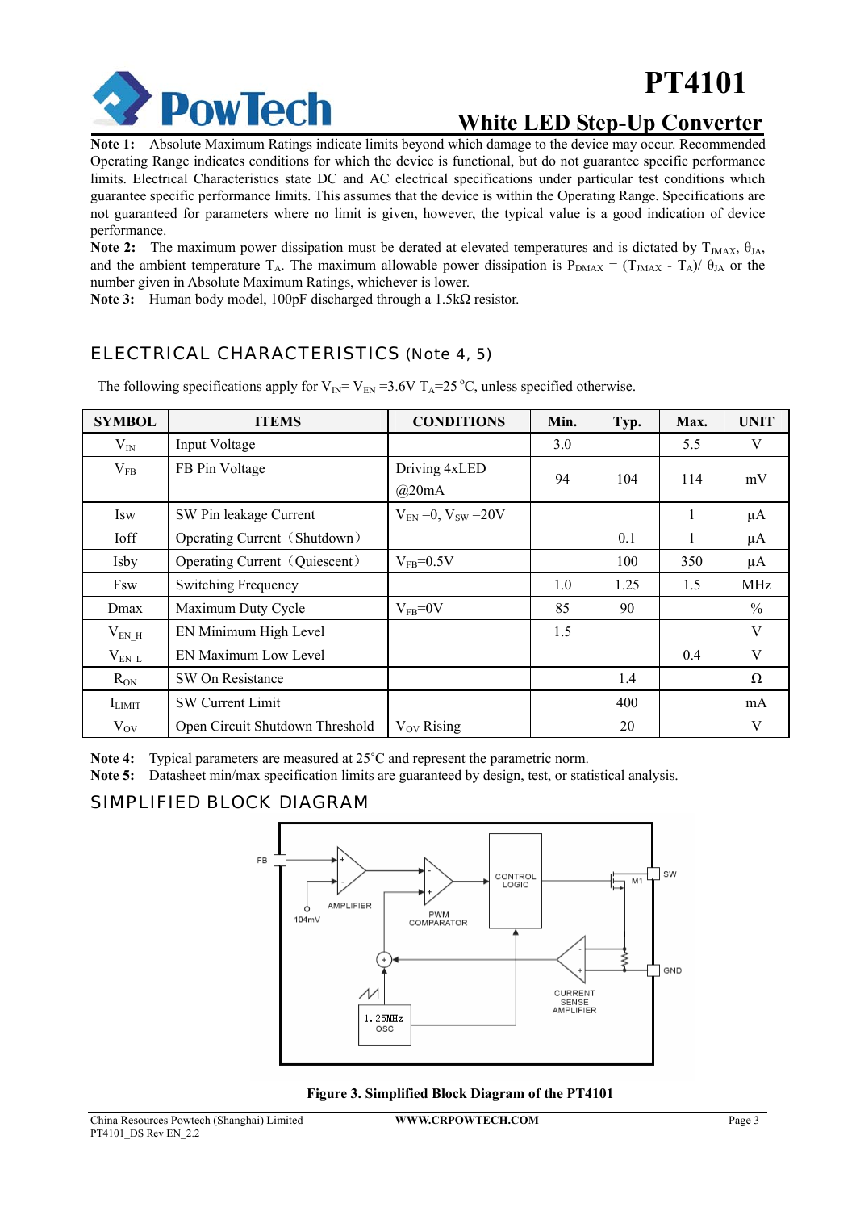**Note 1:** Absolute Maximum Ratings indicate limits beyond which damage to the device may occur. Recommended Operating Range indicates conditions for which the device is functional, but do not guarantee specific performance limits. Electrical Characteristics state DC and AC electrical specifications under particular test conditions which guarantee specific performance limits. This assumes that the device is within the Operating Range. Specifications are not guaranteed for parameters where no limit is given, however, the typical value is a good indication of device performance.

**Note 2:** The maximum power dissipation must be derated at elevated temperatures and is dictated by $T_{JMAX}$, $\theta_{JA}$, and the ambient temperature $T_A$. The maximum allowable power dissipation is $P_{DMAX} = (T_{JMAX} - T_A)/\ \theta_{JA}$ or the number given in Absolute Maximum Ratings, whichever is lower.

**Note 3:** Human body model, 100pF discharged through a 1.5kΩ resistor.

## ELECTRICAL CHARACTERISTICS (Note 4, 5)

The following specifications apply for $V_{IN}= V_{EN}$ =3.6V $T_A$=25 °C, unless specified otherwise.

| SYMBOL | ITEMS | CONDITIONS | Min. | Typ. | Max. | UNIT |
|---|---|---|---|---|---|---|
| $V_{IN}$ | Input Voltage | | 3.0 | | 5.5 | V |
| $V_{FB}$ | FB Pin Voltage | Driving 4xLED @20mA | 94 | 104 | 114 | mV |
| Isw | SW Pin leakage Current | $V_{EN}$ =0, $V_{SW}$ =20V | | | 1 | μA |
| Ioff | Operating Current（Shutdown） | | | 0.1 | 1 | μA |
| Isby | Operating Current（Quiescent） | $V_{FB}$=0.5V | | 100 | 350 | μA |
| Fsw | Switching Frequency | | 1.0 | 1.25 | 1.5 | MHz |
| Dmax | Maximum Duty Cycle | $V_{FB}$=0V | 85 | 90 | | % |
| $V_{EN\_H}$ | EN Minimum High Level | | 1.5 | | | V |
| $V_{EN\_L}$ | EN Maximum Low Level | | | | 0.4 | V |
| $R_{ON}$ | SW On Resistance | | | 1.4 | | Ω |
| $I_{LIMIT}$ | SW Current Limit | | | 400 | | mA |
| $V_{OV}$ | Open Circuit Shutdown Threshold | $V_{OV}$ Rising | | 20 | | V |

**Note 4:** Typical parameters are measured at 25˚C and represent the parametric norm.

**Note 5:** Datasheet min/max specification limits are guaranteed by design, test, or statistical analysis.

## SIMPLIFIED BLOCK DIAGRAM

**Figure 3. Simplified Block Diagram of the PT4101**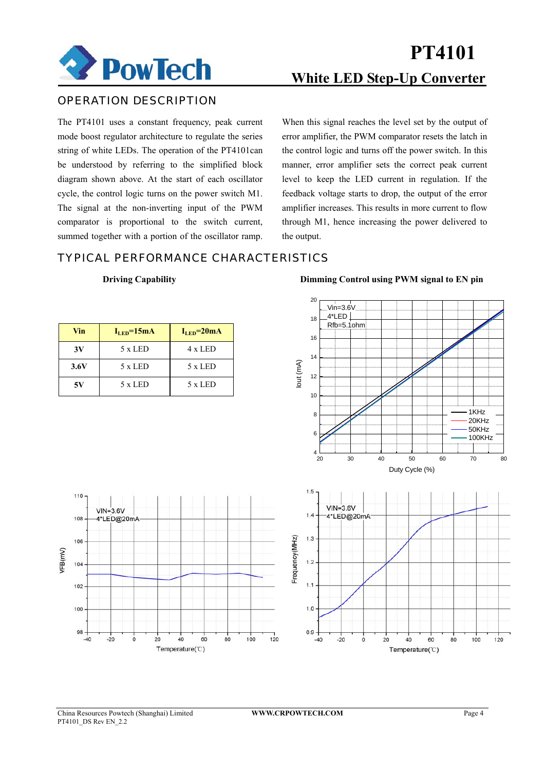## OPERATION DESCRIPTION

The PT4101 uses a constant frequency, peak current mode boost regulator architecture to regulate the series string of white LEDs. The operation of the PT4101can be understood by referring to the simplified block diagram shown above. At the start of each oscillator cycle, the control logic turns on the power switch M1. The signal at the non-inverting input of the PWM comparator is proportional to the switch current, summed together with a portion of the oscillator ramp. When this signal reaches the level set by the output of error amplifier, the PWM comparator resets the latch in the control logic and turns off the power switch. In this manner, error amplifier sets the correct peak current level to keep the LED current in regulation. If the feedback voltage starts to drop, the output of the error amplifier increases. This results in more current to flow through M1, hence increasing the power delivered to the output.

## TYPICAL PERFORMANCE CHARACTERISTICS

**Driving Capability**

| Vin | $I_{LED}$=15mA | $I_{LED}$=20mA |
|---|---|---|
| 3V | 5 x LED | 4 x LED |
| 3.6V | 5 x LED | 5 x LED |
| 5V | 5 x LED | 5 x LED |

**Dimming Control using PWM signal to EN pin**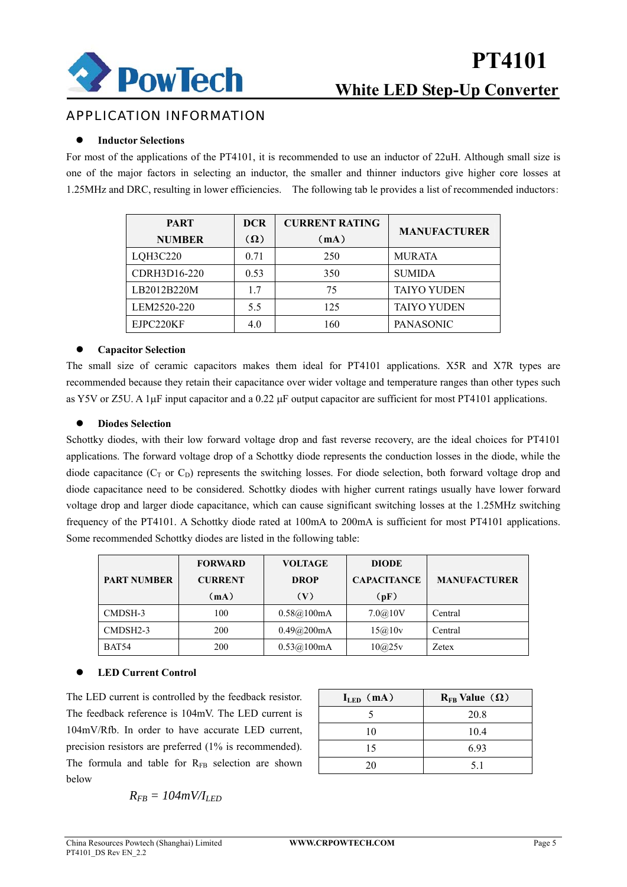## APPLICATION INFORMATION

- **Inductor Selections**

For most of the applications of the PT4101, it is recommended to use an inductor of 22uH. Although small size is one of the major factors in selecting an inductor, the smaller and thinner inductors give higher core losses at 1.25MHz and DRC, resulting in lower efficiencies. The following tab le provides a list of recommended inductors:

| PART NUMBER | DCR (Ω) | CURRENT RATING (mA) | MANUFACTURER |
|---|---|---|---|
| LQH3C220 | 0.71 | 250 | MURATA |
| CDRH3D16-220 | 0.53 | 350 | SUMIDA |
| LB2012B220M | 1.7 | 75 | TAIYO YUDEN |
| LEM2520-220 | 5.5 | 125 | TAIYO YUDEN |
| EJPC220KF | 4.0 | 160 | PANASONIC |

- **Capacitor Selection**

The small size of ceramic capacitors makes them ideal for PT4101 applications. X5R and X7R types are recommended because they retain their capacitance over wider voltage and temperature ranges than other types such as Y5V or Z5U. A 1μF input capacitor and a 0.22 μF output capacitor are sufficient for most PT4101 applications.

- **Diodes Selection**

Schottky diodes, with their low forward voltage drop and fast reverse recovery, are the ideal choices for PT4101 applications. The forward voltage drop of a Schottky diode represents the conduction losses in the diode, while the diode capacitance ($C_T$ or $C_D$) represents the switching losses. For diode selection, both forward voltage drop and diode capacitance need to be considered. Schottky diodes with higher current ratings usually have lower forward voltage drop and larger diode capacitance, which can cause significant switching losses at the 1.25MHz switching frequency of the PT4101. A Schottky diode rated at 100mA to 200mA is sufficient for most PT4101 applications. Some recommended Schottky diodes are listed in the following table:

| PART NUMBER | FORWARD CURRENT (mA) | VOLTAGE DROP (V) | DIODE CAPACITANCE (pF) | MANUFACTURER |
|---|---|---|---|---|
| CMDSH-3 | 100 | 0.58@100mA | 7.0@10V | Central |
| CMDSH2-3 | 200 | 0.49@200mA | 15@10v | Central |
| BAT54 | 200 | 0.53@100mA | 10@25v | Zetex |

- **LED Current Control**

The LED current is controlled by the feedback resistor. The feedback reference is 104mV. The LED current is 104mV/Rfb. In order to have accurate LED current, precision resistors are preferred (1% is recommended). The formula and table for $R_{FB}$ selection are shown below

$$R_{FB} = 104mV/I_{LED}$$

| $I_{LED}$ (mA) | $R_{FB}$ Value (Ω) |
|---|---|
| 5 | 20.8 |
| 10 | 10.4 |
| 15 | 6.93 |
| 20 | 5.1 |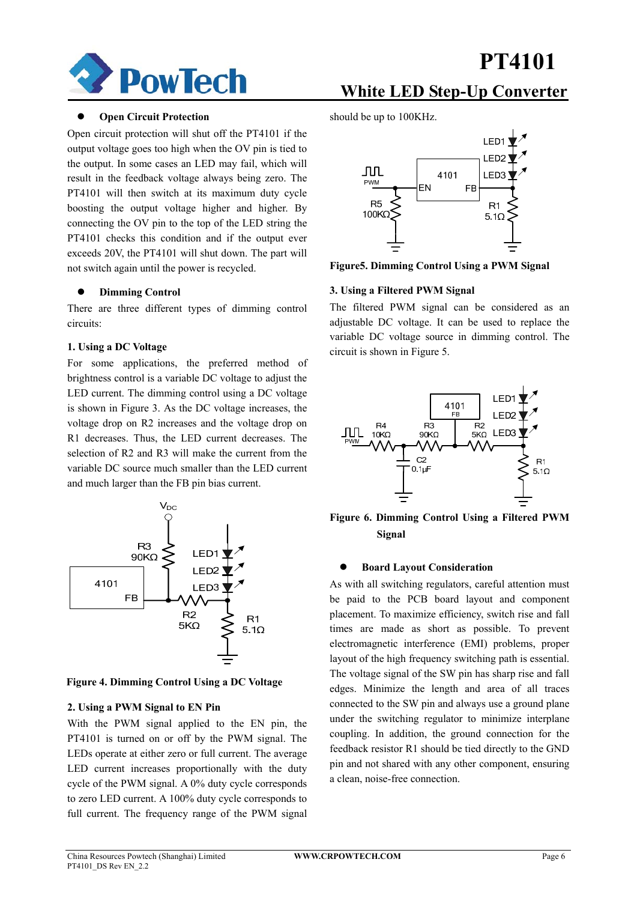- **Open Circuit Protection**

Open circuit protection will shut off the PT4101 if the output voltage goes too high when the OV pin is tied to the output. In some cases an LED may fail, which will result in the feedback voltage always being zero. The PT4101 will then switch at its maximum duty cycle boosting the output voltage higher and higher. By connecting the OV pin to the top of the LED string the PT4101 checks this condition and if the output ever exceeds 20V, the PT4101 will shut down. The part will not switch again until the power is recycled.

- **Dimming Control**

There are three different types of dimming control circuits:

**1. Using a DC Voltage**

For some applications, the preferred method of brightness control is a variable DC voltage to adjust the LED current. The dimming control using a DC voltage is shown in Figure 3. As the DC voltage increases, the voltage drop on R2 increases and the voltage drop on R1 decreases. Thus, the LED current decreases. The selection of R2 and R3 will make the current from the variable DC source much smaller than the LED current and much larger than the FB pin bias current.

**Figure 4. Dimming Control Using a DC Voltage**

**2. Using a PWM Signal to EN Pin**

With the PWM signal applied to the EN pin, the PT4101 is turned on or off by the PWM signal. The LEDs operate at either zero or full current. The average LED current increases proportionally with the duty cycle of the PWM signal. A 0% duty cycle corresponds to zero LED current. A 100% duty cycle corresponds to full current. The frequency range of the PWM signal should be up to 100KHz.

**Figure5. Dimming Control Using a PWM Signal**

**3. Using a Filtered PWM Signal**

The filtered PWM signal can be considered as an adjustable DC voltage. It can be used to replace the variable DC voltage source in dimming control. The circuit is shown in Figure 5.

**Figure 6. Dimming Control Using a Filtered PWM Signal**

- **Board Layout Consideration**

As with all switching regulators, careful attention must be paid to the PCB board layout and component placement. To maximize efficiency, switch rise and fall times are made as short as possible. To prevent electromagnetic interference (EMI) problems, proper layout of the high frequency switching path is essential. The voltage signal of the SW pin has sharp rise and fall edges. Minimize the length and area of all traces connected to the SW pin and always use a ground plane under the switching regulator to minimize interplane coupling. In addition, the ground connection for the feedback resistor R1 should be tied directly to the GND pin and not shared with any other component, ensuring a clean, noise-free connection.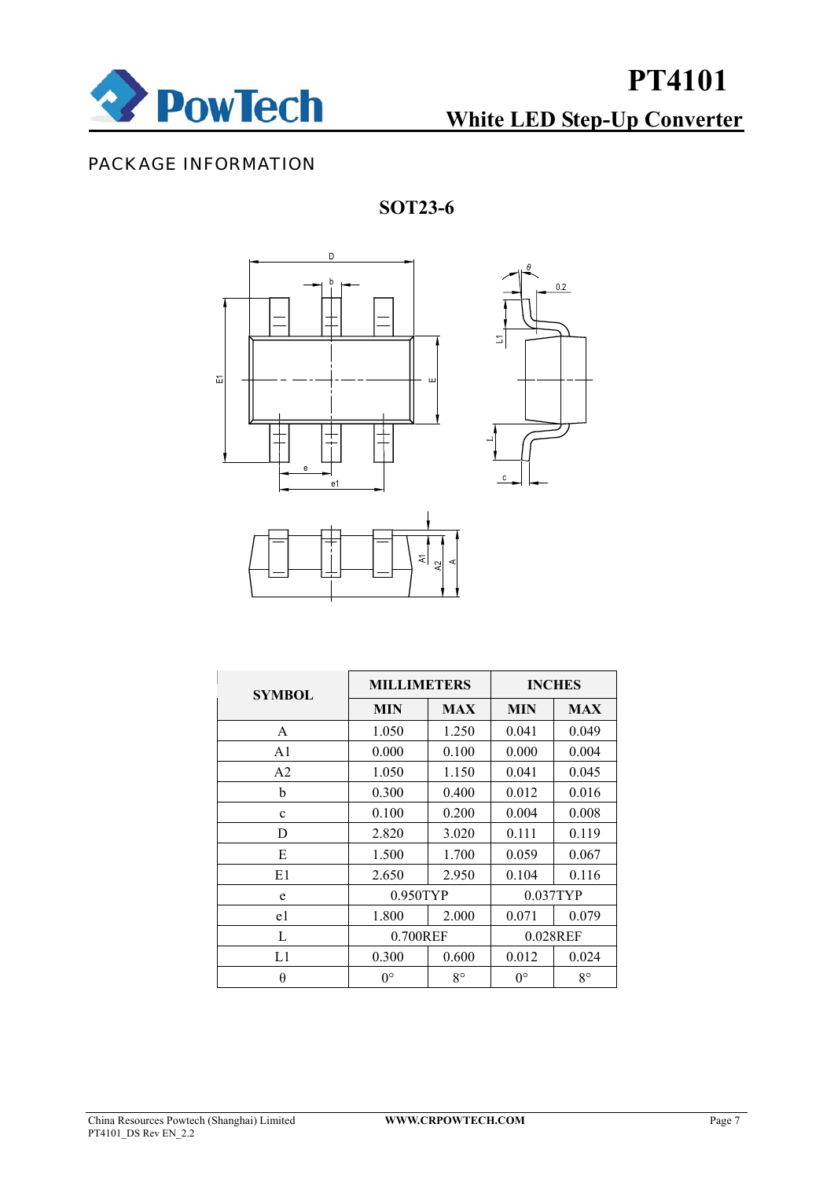## PACKAGE INFORMATION

### SOT23-6

| SYMBOL | MILLIMETERS | | INCHES | |
|---|---|---|---|---|
| | MIN | MAX | MIN | MAX |
| A | 1.050 | 1.250 | 0.041 | 0.049 |
| A1 | 0.000 | 0.100 | 0.000 | 0.004 |
| A2 | 1.050 | 1.150 | 0.041 | 0.045 |
| b | 0.300 | 0.400 | 0.012 | 0.016 |
| c | 0.100 | 0.200 | 0.004 | 0.008 |
| D | 2.820 | 3.020 | 0.111 | 0.119 |
| E | 1.500 | 1.700 | 0.059 | 0.067 |
| E1 | 2.650 | 2.950 | 0.104 | 0.116 |
| e | 0.950TYP | | 0.037TYP | |
| e1 | 1.800 | 2.000 | 0.071 | 0.079 |
| L | 0.700REF | | 0.028REF | |
| L1 | 0.300 | 0.600 | 0.012 | 0.024 |
| θ | 0° | 8° | 0° | 8° |